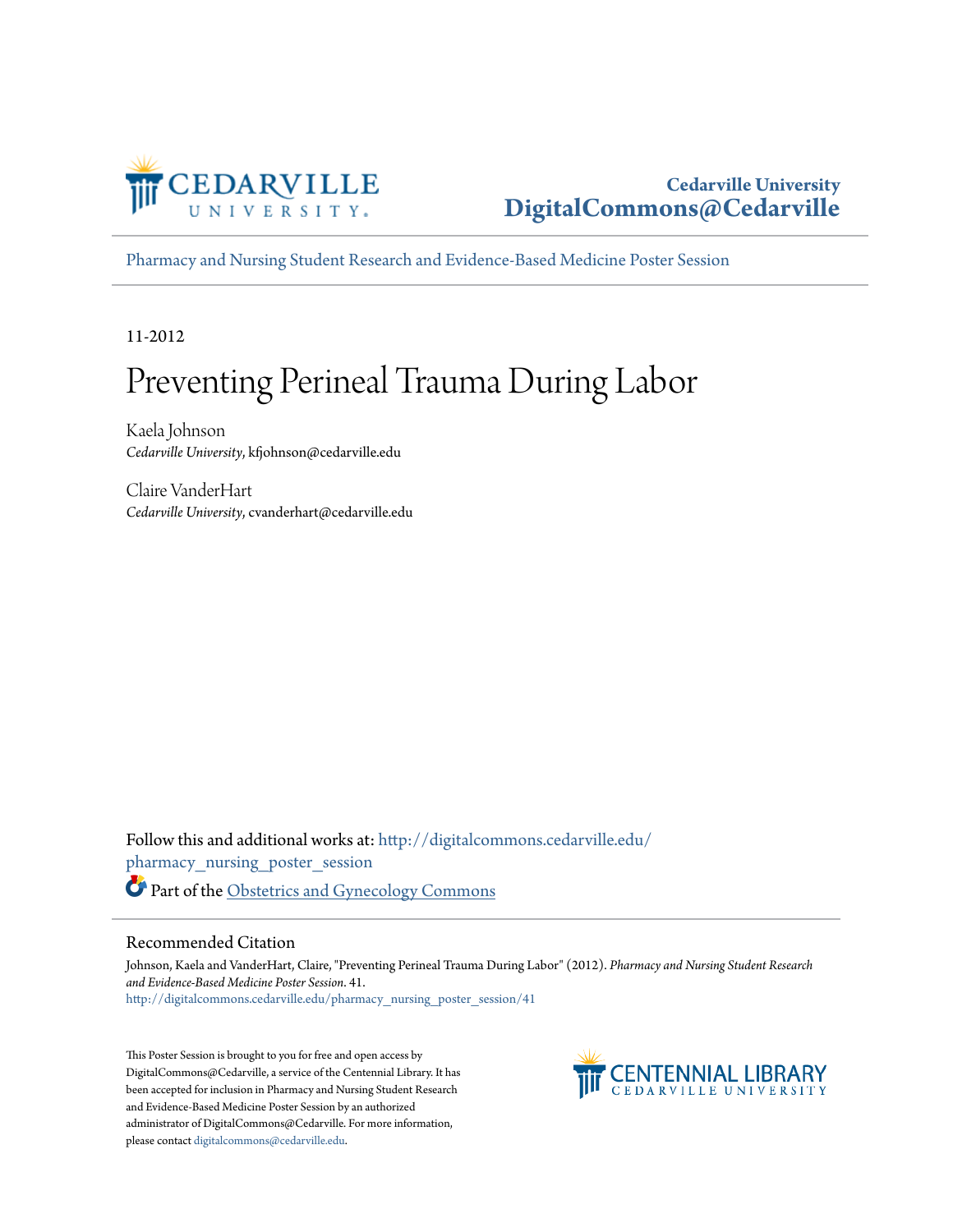Cedarville University
DigitalCommons@Cedarville

Pharmacy and Nursing Student Research and Evidence-Based Medicine Poster Session

11-2012

# Preventing Perineal Trauma During Labor

Kaela Johnson
*Cedarville University*, kfjohnson@cedarville.edu

Claire VanderHart
*Cedarville University*, cvanderhart@cedarville.edu

Follow this and additional works at: http://digitalcommons.cedarville.edu/pharmacy_nursing_poster_session

Part of the Obstetrics and Gynecology Commons

## Recommended Citation

Johnson, Kaela and VanderHart, Claire, "Preventing Perineal Trauma During Labor" (2012). *Pharmacy and Nursing Student Research and Evidence-Based Medicine Poster Session*. 41.
http://digitalcommons.cedarville.edu/pharmacy_nursing_poster_session/41

This Poster Session is brought to you for free and open access by DigitalCommons@Cedarville, a service of the Centennial Library. It has been accepted for inclusion in Pharmacy and Nursing Student Research and Evidence-Based Medicine Poster Session by an authorized administrator of DigitalCommons@Cedarville. For more information, please contact digitalcommons@cedarville.edu.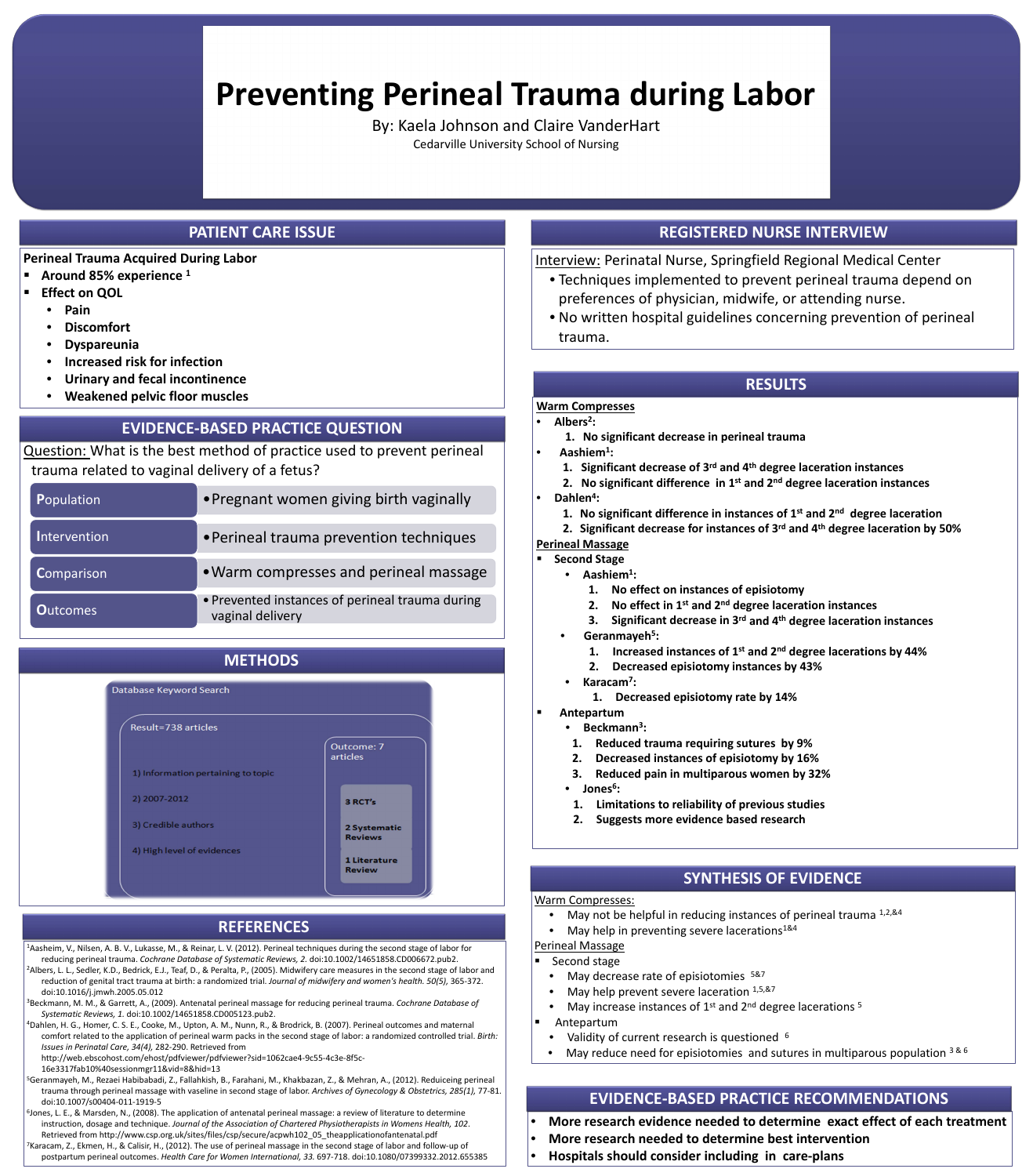# Preventing Perineal Trauma during Labor

By: Kaela Johnson and Claire VanderHart

Cedarville University School of Nursing

## PATIENT CARE ISSUE

**Perineal Trauma Acquired During Labor**

- **Around 85% experience [1]**
- **Effect on QOL**
  - **Pain**
  - **Discomfort**
  - **Dyspareunia**
  - **Increased risk for infection**
  - **Urinary and fecal incontinence**
  - **Weakened pelvic floor muscles**

## EVIDENCE-BASED PRACTICE QUESTION

Question: What is the best method of practice used to prevent perineal trauma related to vaginal delivery of a fetus?

| | |
|---|---|
| **P**opulation | Pregnant women giving birth vaginally |
| **I**ntervention | Perineal trauma prevention techniques |
| **C**omparison | Warm compresses and perineal massage |
| **O**utcomes | Prevented instances of perineal trauma during vaginal delivery |

## METHODS

Database Keyword Search

Result=738 articles

1) Information pertaining to topic

2) 2007-2012

3) Credible authors

4) High level of evidences

Outcome: 7 articles

3 RCT's

2 Systematic Reviews

1 Literature Review

## REFERENCES

[1]Aasheim, V., Nilsen, A. B. V., Lukasse, M., & Reinar, L. V. (2012). Perineal techniques during the second stage of labor for reducing perineal trauma. *Cochrane Database of Systematic Reviews, 2.* doi:10.1002/14651858.CD006672.pub2.

[2]Albers, L. L., Sedler, K.D., Bedrick, E.J., Teaf, D., & Peralta, P., (2005). Midwifery care measures in the second stage of labor and reduction of genital tract trauma at birth: a randomized trial. *Journal of midwifery and women's health. 50(5),* 365-372. doi:10.1016/j.jmwh.2005.05.012

[3]Beckmann, M. M., & Garrett, A., (2009). Antenatal perineal massage for reducing perineal trauma. *Cochrane Database of Systematic Reviews, 1.* doi:10.1002/14651858.CD005123.pub2.

[4]Dahlen, H. G., Homer, C. S. E., Cooke, M., Upton, A. M., Nunn, R., & Brodrick, B. (2007). Perineal outcomes and maternal comfort related to the application of perineal warm packs in the second stage of labor: a randomized controlled trial. *Birth: Issues in Perinatal Care, 34(4),* 282-290. Retrieved from http://web.ebscohost.com/ehost/pdfviewer/pdfviewer?sid=1062cae4-9c55-4c3e-8f5c-16e3317fab10%40sessionmgr11&vid=8&hid=13

[5]Geranmayeh, M., Rezaei Habibabadi, Z., Fallahkish, B., Farahani, M., Khakbazan, Z., & Mehran, A., (2012). Reduiceing perineal trauma through perineal massage with vaseline in second stage of labor. *Archives of Gynecology & Obstetrics, 285(1),* 77-81. doi:10.1007/s00404-011-1919-5

[6]Jones, L. E., & Marsden, N., (2008). The application of antenatal perineal massage: a review of literature to determine instruction, dosage and technique. *Journal of the Association of Chartered Physiotherapists in Womens Health, 102.* Retrieved from http://www.csp.org.uk/sites/files/csp/secure/acpwh102_05_theapplicationofantenatal.pdf

[7]Karacam, Z., Ekmen, H., & Calisir, H., (2012). The use of perineal massage in the second stage of labor and follow-up of postpartum perineal outcomes. *Health Care for Women International, 33.* 697-718. doi:10.1080/07399332.2012.655385

## REGISTERED NURSE INTERVIEW

Interview: Perinatal Nurse, Springfield Regional Medical Center

- Techniques implemented to prevent perineal trauma depend on preferences of physician, midwife, or attending nurse.
- No written hospital guidelines concerning prevention of perineal trauma.

## RESULTS

**Warm Compresses**

- **Albers[2]:**
  1. **No significant decrease in perineal trauma**
- **Aashiem[1]:**
  1. **Significant decrease of 3rd and 4th degree laceration instances**
  2. **No significant difference in 1st and 2nd degree laceration instances**
- **Dahlen[4]:**
  1. **No significant difference in instances of 1st and 2nd degree laceration**
  2. **Significant decrease for instances of 3rd and 4th degree laceration by 50%**

**Perineal Massage**

- **Second Stage**
  - **Aashiem[1]:**
    1. **No effect on instances of episiotomy**
    2. **No effect in 1st and 2nd degree laceration instances**
    3. **Significant decrease in 3rd and 4th degree laceration instances**
  - **Geranmayeh[5]:**
    1. **Increased instances of 1st and 2nd degree lacerations by 44%**
    2. **Decreased episiotomy instances by 43%**
  - **Karacam[7]:**
    1. **Decreased episiotomy rate by 14%**
- **Antepartum**
  - **Beckmann[3]:**
    1. **Reduced trauma requiring sutures by 9%**
    2. **Decreased instances of episiotomy by 16%**
    3. **Reduced pain in multiparous women by 32%**
  - **Jones[6]:**
    1. **Limitations to reliability of previous studies**
    2. **Suggests more evidence based research**

## SYNTHESIS OF EVIDENCE

Warm Compresses:

- May not be helpful in reducing instances of perineal trauma [1,2,&4]
- May help in preventing severe lacerations[1&4]

Perineal Massage

- Second stage
  - May decrease rate of episiotomies [5&7]
  - May help prevent severe laceration [1,5,&7]
  - May increase instances of 1st and 2nd degree lacerations [5]
- Antepartum
  - Validity of current research is questioned [6]
  - May reduce need for episiotomies and sutures in multiparous population [3 & 6]

## EVIDENCE-BASED PRACTICE RECOMMENDATIONS

- **More research evidence needed to determine exact effect of each treatment**
- **More research needed to determine best intervention**
- **Hospitals should consider including in care-plans**